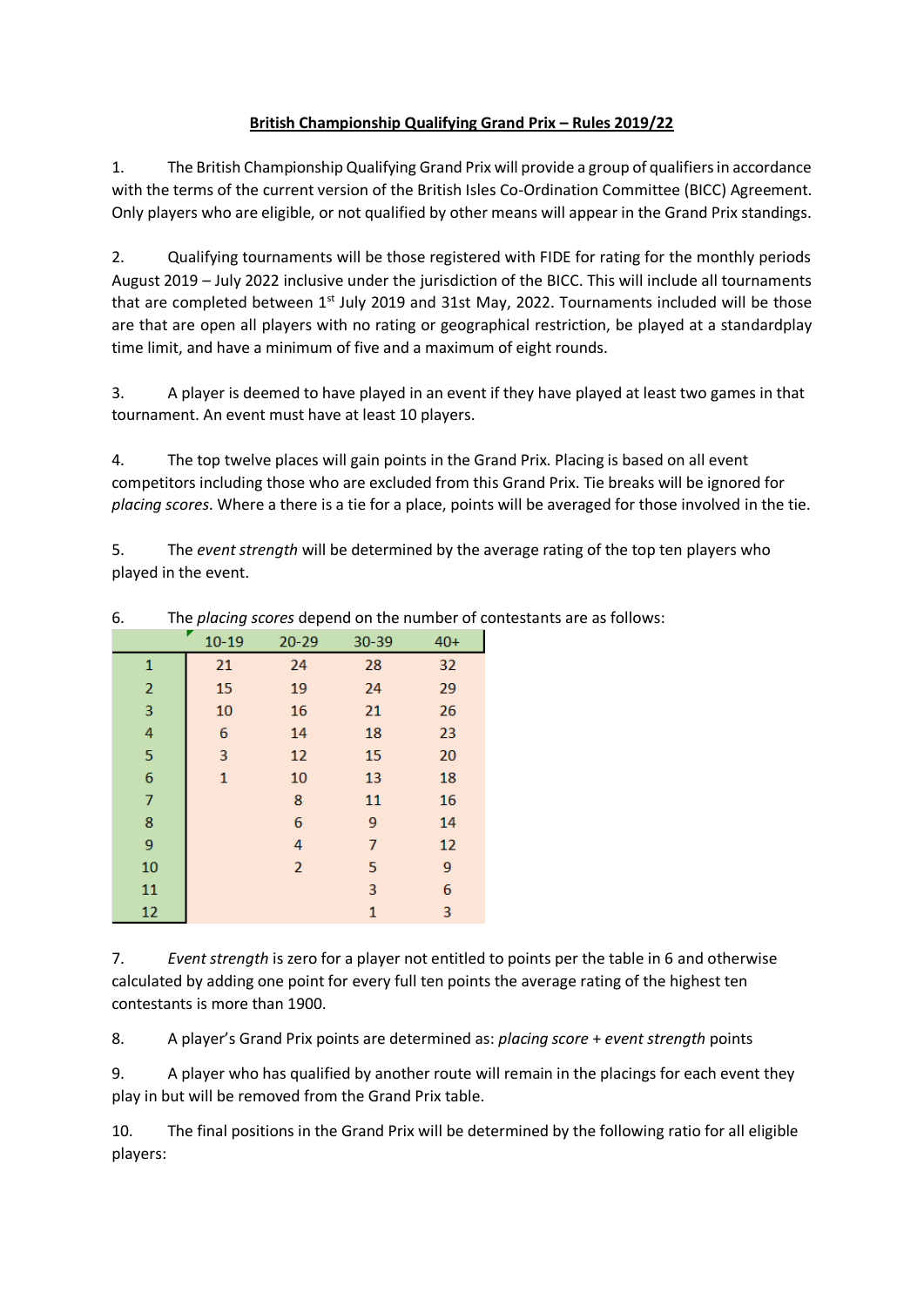**British Championship Qualifying Grand Prix – Rules 2019/22**

1. The British Championship Qualifying Grand Prix will provide a group of qualifiers in accordance with the terms of the current version of the British Isles Co-Ordination Committee (BICC) Agreement. Only players who are eligible, or not qualified by other means will appear in the Grand Prix standings.

2. Qualifying tournaments will be those registered with FIDE for rating for the monthly periods August 2019 – July 2022 inclusive under the jurisdiction of the BICC. This will include all tournaments that are completed between 1st July 2019 and 31st May, 2022. Tournaments included will be those are that are open all players with no rating or geographical restriction, be played at a standardplay time limit, and have a minimum of five and a maximum of eight rounds.

3. A player is deemed to have played in an event if they have played at least two games in that tournament. An event must have at least 10 players.

4. The top twelve places will gain points in the Grand Prix. Placing is based on all event competitors including those who are excluded from this Grand Prix. Tie breaks will be ignored for *placing scores*. Where a there is a tie for a place, points will be averaged for those involved in the tie.

5. The *event strength* will be determined by the average rating of the top ten players who played in the event.

6. The *placing scores* depend on the number of contestants are as follows:

| | 10-19 | 20-29 | 30-39 | 40+ |
|---|---|---|---|---|
| 1 | 21 | 24 | 28 | 32 |
| 2 | 15 | 19 | 24 | 29 |
| 3 | 10 | 16 | 21 | 26 |
| 4 | 6 | 14 | 18 | 23 |
| 5 | 3 | 12 | 15 | 20 |
| 6 | 1 | 10 | 13 | 18 |
| 7 | | 8 | 11 | 16 |
| 8 | | 6 | 9 | 14 |
| 9 | | 4 | 7 | 12 |
| 10 | | 2 | 5 | 9 |
| 11 | | | 3 | 6 |
| 12 | | | 1 | 3 |

7. *Event strength* is zero for a player not entitled to points per the table in 6 and otherwise calculated by adding one point for every full ten points the average rating of the highest ten contestants is more than 1900.

8. A player's Grand Prix points are determined as: *placing score* + *event strength* points

9. A player who has qualified by another route will remain in the placings for each event they play in but will be removed from the Grand Prix table.

10. The final positions in the Grand Prix will be determined by the following ratio for all eligible players: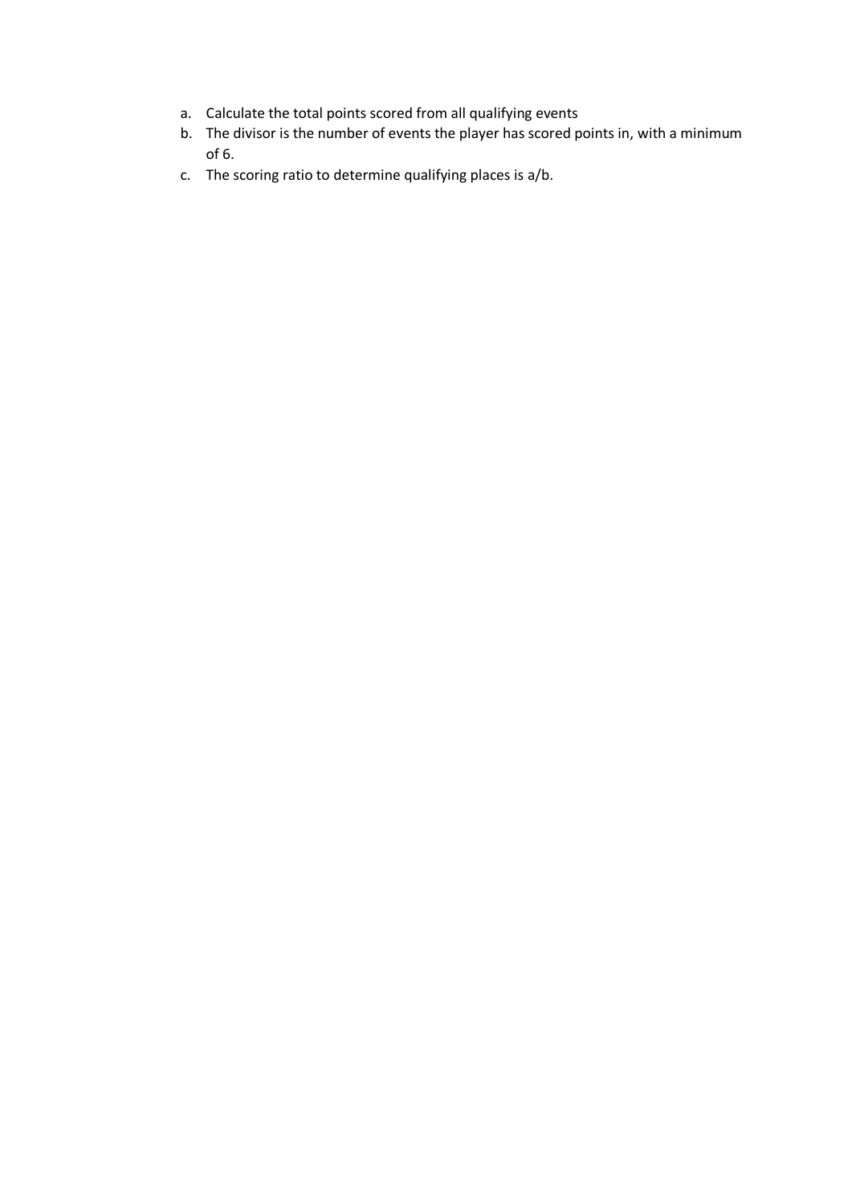a. Calculate the total points scored from all qualifying events
b. The divisor is the number of events the player has scored points in, with a minimum of 6.
c. The scoring ratio to determine qualifying places is a/b.